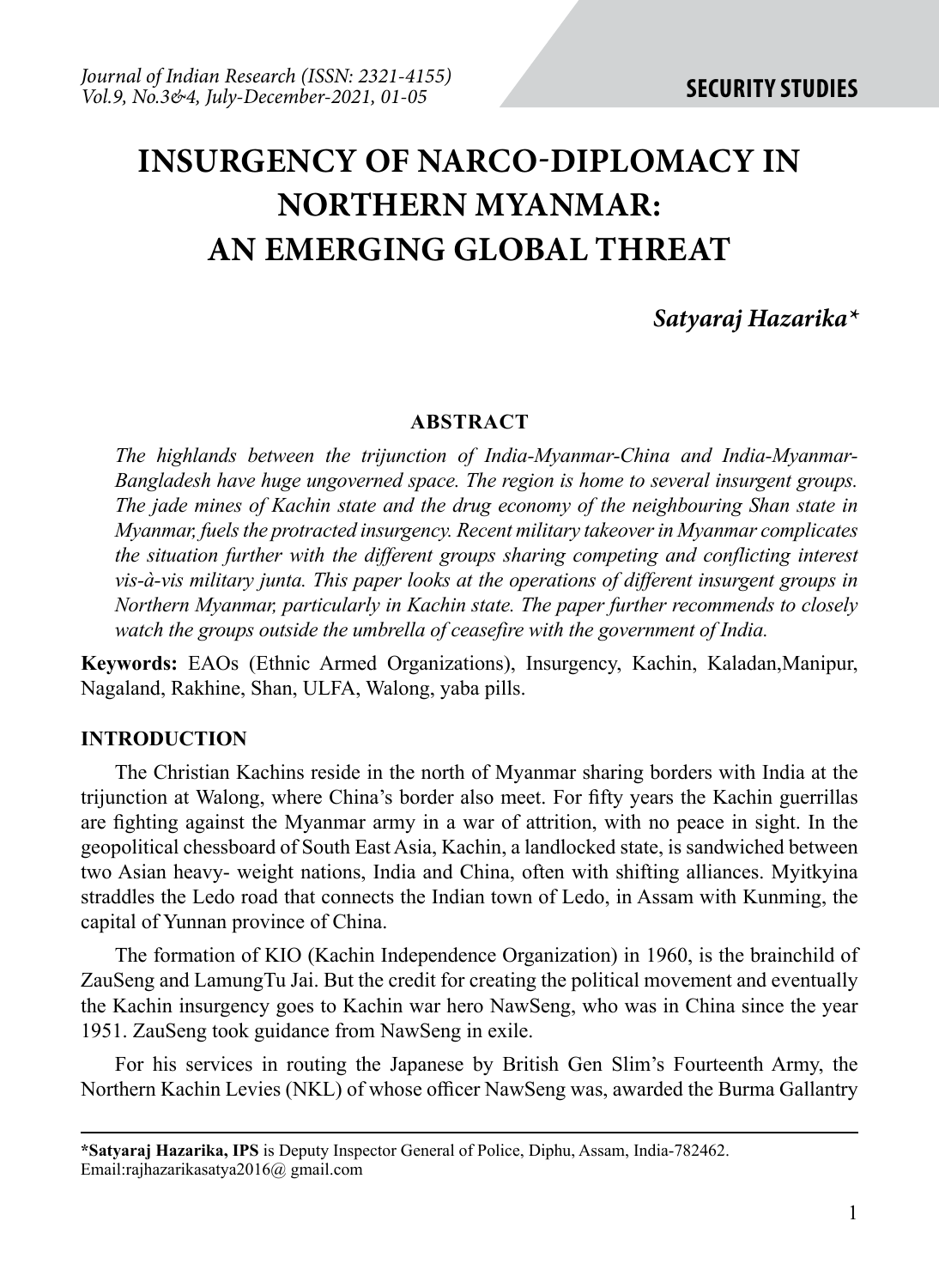# INSURGENCY OF NARCO-DIPLOMACY IN NORTHERN MYANMAR: AN EMERGING GLOBAL THREAT

***Satyaraj Hazarika\****

**ABSTRACT**

*The highlands between the trijunction of India-Myanmar-China and India-Myanmar-Bangladesh have huge ungoverned space. The region is home to several insurgent groups. The jade mines of Kachin state and the drug economy of the neighbouring Shan state in Myanmar, fuels the protracted insurgency. Recent military takeover in Myanmar complicates the situation further with the different groups sharing competing and conflicting interest vis-à-vis military junta. This paper looks at the operations of different insurgent groups in Northern Myanmar, particularly in Kachin state. The paper further recommends to closely watch the groups outside the umbrella of ceasefire with the government of India.*

**Keywords:** EAOs (Ethnic Armed Organizations), Insurgency, Kachin, Kaladan,Manipur, Nagaland, Rakhine, Shan, ULFA, Walong, yaba pills.

## INTRODUCTION

The Christian Kachins reside in the north of Myanmar sharing borders with India at the trijunction at Walong, where China's border also meet. For fifty years the Kachin guerrillas are fighting against the Myanmar army in a war of attrition, with no peace in sight. In the geopolitical chessboard of South East Asia, Kachin, a landlocked state, is sandwiched between two Asian heavy- weight nations, India and China, often with shifting alliances. Myitkyina straddles the Ledo road that connects the Indian town of Ledo, in Assam with Kunming, the capital of Yunnan province of China.

The formation of KIO (Kachin Independence Organization) in 1960, is the brainchild of ZauSeng and LamungTu Jai. But the credit for creating the political movement and eventually the Kachin insurgency goes to Kachin war hero NawSeng, who was in China since the year 1951. ZauSeng took guidance from NawSeng in exile.

For his services in routing the Japanese by British Gen Slim's Fourteenth Army, the Northern Kachin Levies (NKL) of whose officer NawSeng was, awarded the Burma Gallantry

---

**\*Satyaraj Hazarika, IPS** is Deputy Inspector General of Police, Diphu, Assam, India-782462. Email:rajhazarikasatya2016@ gmail.com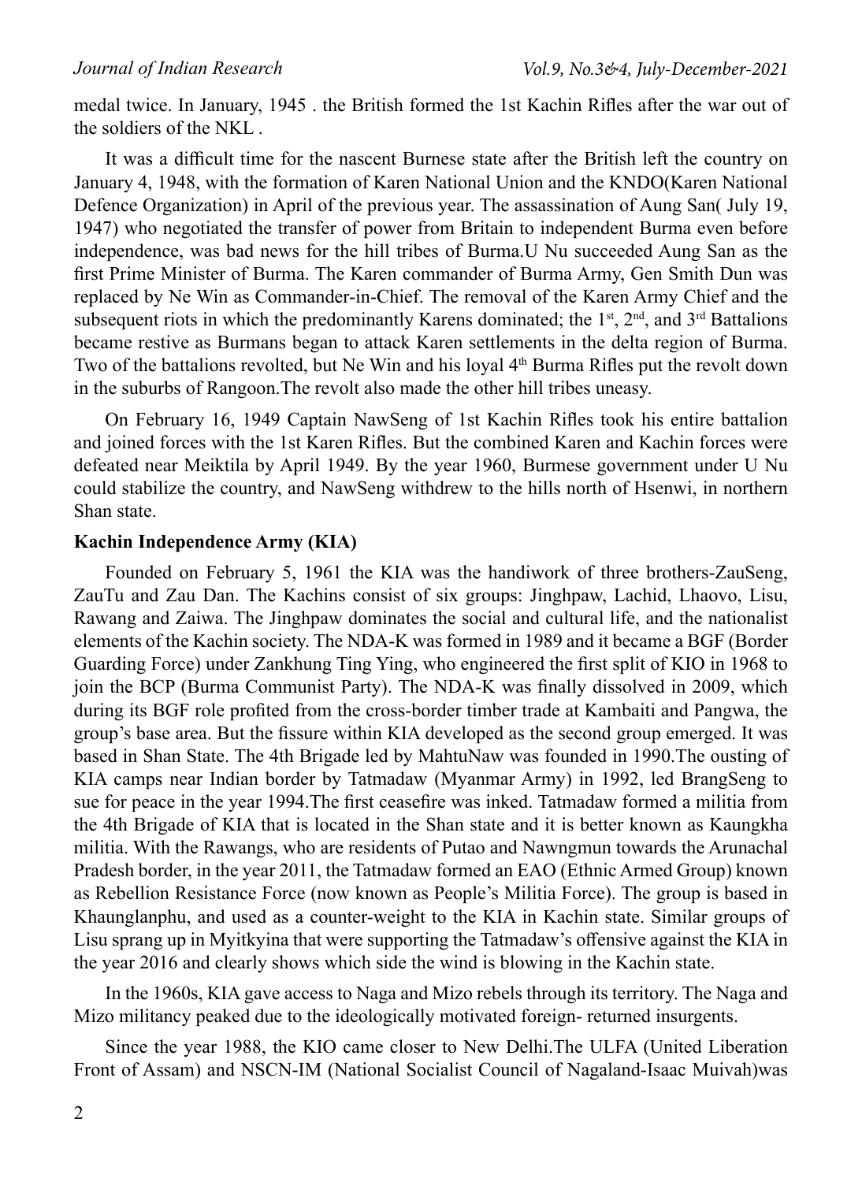medal twice. In January, 1945 . the British formed the 1st Kachin Rifles after the war out of the soldiers of the NKL .

It was a difficult time for the nascent Burnese state after the British left the country on January 4, 1948, with the formation of Karen National Union and the KNDO(Karen National Defence Organization) in April of the previous year. The assassination of Aung San( July 19, 1947) who negotiated the transfer of power from Britain to independent Burma even before independence, was bad news for the hill tribes of Burma.U Nu succeeded Aung San as the first Prime Minister of Burma. The Karen commander of Burma Army, Gen Smith Dun was replaced by Ne Win as Commander-in-Chief. The removal of the Karen Army Chief and the subsequent riots in which the predominantly Karens dominated; the 1st, 2nd, and 3rd Battalions became restive as Burmans began to attack Karen settlements in the delta region of Burma. Two of the battalions revolted, but Ne Win and his loyal 4th Burma Rifles put the revolt down in the suburbs of Rangoon.The revolt also made the other hill tribes uneasy.

On February 16, 1949 Captain NawSeng of 1st Kachin Rifles took his entire battalion and joined forces with the 1st Karen Rifles. But the combined Karen and Kachin forces were defeated near Meiktila by April 1949. By the year 1960, Burmese government under U Nu could stabilize the country, and NawSeng withdrew to the hills north of Hsenwi, in northern Shan state.

**Kachin Independence Army (KIA)**

Founded on February 5, 1961 the KIA was the handiwork of three brothers-ZauSeng, ZauTu and Zau Dan. The Kachins consist of six groups: Jinghpaw, Lachid, Lhaovo, Lisu, Rawang and Zaiwa. The Jinghpaw dominates the social and cultural life, and the nationalist elements of the Kachin society. The NDA-K was formed in 1989 and it became a BGF (Border Guarding Force) under Zankhung Ting Ying, who engineered the first split of KIO in 1968 to join the BCP (Burma Communist Party). The NDA-K was finally dissolved in 2009, which during its BGF role profited from the cross-border timber trade at Kambaiti and Pangwa, the group's base area. But the fissure within KIA developed as the second group emerged. It was based in Shan State. The 4th Brigade led by MahtuNaw was founded in 1990.The ousting of KIA camps near Indian border by Tatmadaw (Myanmar Army) in 1992, led BrangSeng to sue for peace in the year 1994.The first ceasefire was inked. Tatmadaw formed a militia from the 4th Brigade of KIA that is located in the Shan state and it is better known as Kaungkha militia. With the Rawangs, who are residents of Putao and Nawngmun towards the Arunachal Pradesh border, in the year 2011, the Tatmadaw formed an EAO (Ethnic Armed Group) known as Rebellion Resistance Force (now known as People's Militia Force). The group is based in Khaunglanphu, and used as a counter-weight to the KIA in Kachin state. Similar groups of Lisu sprang up in Myitkyina that were supporting the Tatmadaw's offensive against the KIA in the year 2016 and clearly shows which side the wind is blowing in the Kachin state.

In the 1960s, KIA gave access to Naga and Mizo rebels through its territory. The Naga and Mizo militancy peaked due to the ideologically motivated foreign- returned insurgents.

Since the year 1988, the KIO came closer to New Delhi.The ULFA (United Liberation Front of Assam) and NSCN-IM (National Socialist Council of Nagaland-Isaac Muivah)was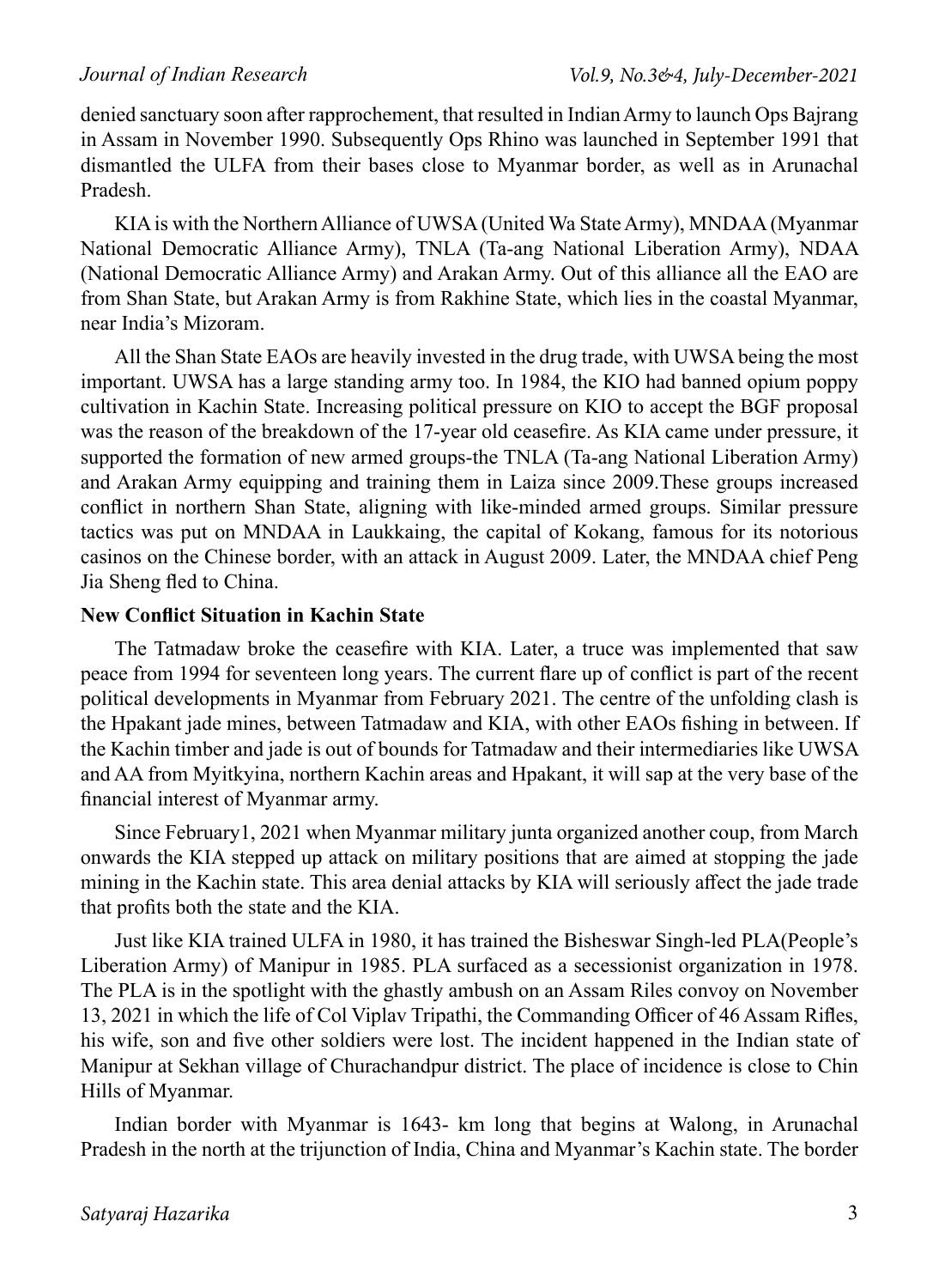denied sanctuary soon after rapprochement, that resulted in Indian Army to launch Ops Bajrang in Assam in November 1990. Subsequently Ops Rhino was launched in September 1991 that dismantled the ULFA from their bases close to Myanmar border, as well as in Arunachal Pradesh.

KIA is with the Northern Alliance of UWSA (United Wa State Army), MNDAA (Myanmar National Democratic Alliance Army), TNLA (Ta-ang National Liberation Army), NDAA (National Democratic Alliance Army) and Arakan Army. Out of this alliance all the EAO are from Shan State, but Arakan Army is from Rakhine State, which lies in the coastal Myanmar, near India's Mizoram.

All the Shan State EAOs are heavily invested in the drug trade, with UWSA being the most important. UWSA has a large standing army too. In 1984, the KIO had banned opium poppy cultivation in Kachin State. Increasing political pressure on KIO to accept the BGF proposal was the reason of the breakdown of the 17-year old ceasefire. As KIA came under pressure, it supported the formation of new armed groups-the TNLA (Ta-ang National Liberation Army) and Arakan Army equipping and training them in Laiza since 2009.These groups increased conflict in northern Shan State, aligning with like-minded armed groups. Similar pressure tactics was put on MNDAA in Laukkaing, the capital of Kokang, famous for its notorious casinos on the Chinese border, with an attack in August 2009. Later, the MNDAA chief Peng Jia Sheng fled to China.

**New Conflict Situation in Kachin State**

The Tatmadaw broke the ceasefire with KIA. Later, a truce was implemented that saw peace from 1994 for seventeen long years. The current flare up of conflict is part of the recent political developments in Myanmar from February 2021. The centre of the unfolding clash is the Hpakant jade mines, between Tatmadaw and KIA, with other EAOs fishing in between. If the Kachin timber and jade is out of bounds for Tatmadaw and their intermediaries like UWSA and AA from Myitkyina, northern Kachin areas and Hpakant, it will sap at the very base of the financial interest of Myanmar army.

Since February1, 2021 when Myanmar military junta organized another coup, from March onwards the KIA stepped up attack on military positions that are aimed at stopping the jade mining in the Kachin state. This area denial attacks by KIA will seriously affect the jade trade that profits both the state and the KIA.

Just like KIA trained ULFA in 1980, it has trained the Bisheswar Singh-led PLA(People's Liberation Army) of Manipur in 1985. PLA surfaced as a secessionist organization in 1978. The PLA is in the spotlight with the ghastly ambush on an Assam Riles convoy on November 13, 2021 in which the life of Col Viplav Tripathi, the Commanding Officer of 46 Assam Rifles, his wife, son and five other soldiers were lost. The incident happened in the Indian state of Manipur at Sekhan village of Churachandpur district. The place of incidence is close to Chin Hills of Myanmar.

Indian border with Myanmar is 1643- km long that begins at Walong, in Arunachal Pradesh in the north at the trijunction of India, China and Myanmar's Kachin state. The border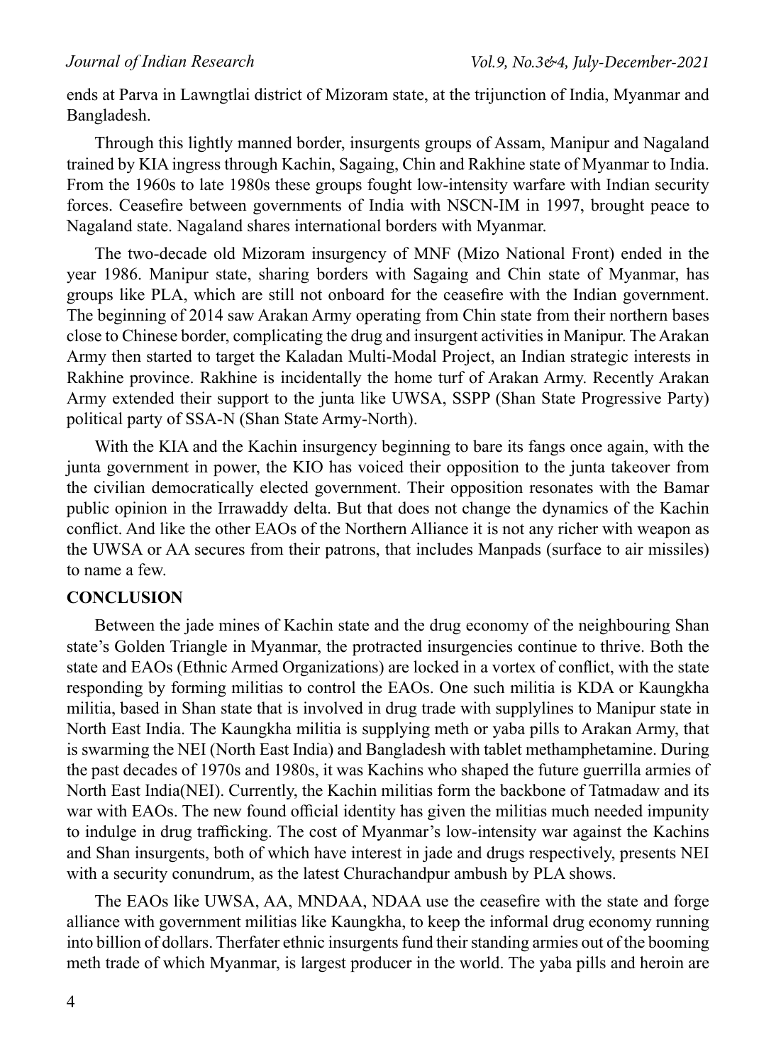ends at Parva in Lawngtlai district of Mizoram state, at the trijunction of India, Myanmar and Bangladesh.

Through this lightly manned border, insurgents groups of Assam, Manipur and Nagaland trained by KIA ingress through Kachin, Sagaing, Chin and Rakhine state of Myanmar to India. From the 1960s to late 1980s these groups fought low-intensity warfare with Indian security forces. Ceasefire between governments of India with NSCN-IM in 1997, brought peace to Nagaland state. Nagaland shares international borders with Myanmar.

The two-decade old Mizoram insurgency of MNF (Mizo National Front) ended in the year 1986. Manipur state, sharing borders with Sagaing and Chin state of Myanmar, has groups like PLA, which are still not onboard for the ceasefire with the Indian government. The beginning of 2014 saw Arakan Army operating from Chin state from their northern bases close to Chinese border, complicating the drug and insurgent activities in Manipur. The Arakan Army then started to target the Kaladan Multi-Modal Project, an Indian strategic interests in Rakhine province. Rakhine is incidentally the home turf of Arakan Army. Recently Arakan Army extended their support to the junta like UWSA, SSPP (Shan State Progressive Party) political party of SSA-N (Shan State Army-North).

With the KIA and the Kachin insurgency beginning to bare its fangs once again, with the junta government in power, the KIO has voiced their opposition to the junta takeover from the civilian democratically elected government. Their opposition resonates with the Bamar public opinion in the Irrawaddy delta. But that does not change the dynamics of the Kachin conflict. And like the other EAOs of the Northern Alliance it is not any richer with weapon as the UWSA or AA secures from their patrons, that includes Manpads (surface to air missiles) to name a few.

## CONCLUSION

Between the jade mines of Kachin state and the drug economy of the neighbouring Shan state's Golden Triangle in Myanmar, the protracted insurgencies continue to thrive. Both the state and EAOs (Ethnic Armed Organizations) are locked in a vortex of conflict, with the state responding by forming militias to control the EAOs. One such militia is KDA or Kaungkha militia, based in Shan state that is involved in drug trade with supplylines to Manipur state in North East India. The Kaungkha militia is supplying meth or yaba pills to Arakan Army, that is swarming the NEI (North East India) and Bangladesh with tablet methamphetamine. During the past decades of 1970s and 1980s, it was Kachins who shaped the future guerrilla armies of North East India(NEI). Currently, the Kachin militias form the backbone of Tatmadaw and its war with EAOs. The new found official identity has given the militias much needed impunity to indulge in drug trafficking. The cost of Myanmar's low-intensity war against the Kachins and Shan insurgents, both of which have interest in jade and drugs respectively, presents NEI with a security conundrum, as the latest Churachandpur ambush by PLA shows.

The EAOs like UWSA, AA, MNDAA, NDAA use the ceasefire with the state and forge alliance with government militias like Kaungkha, to keep the informal drug economy running into billion of dollars. Therfater ethnic insurgents fund their standing armies out of the booming meth trade of which Myanmar, is largest producer in the world. The yaba pills and heroin are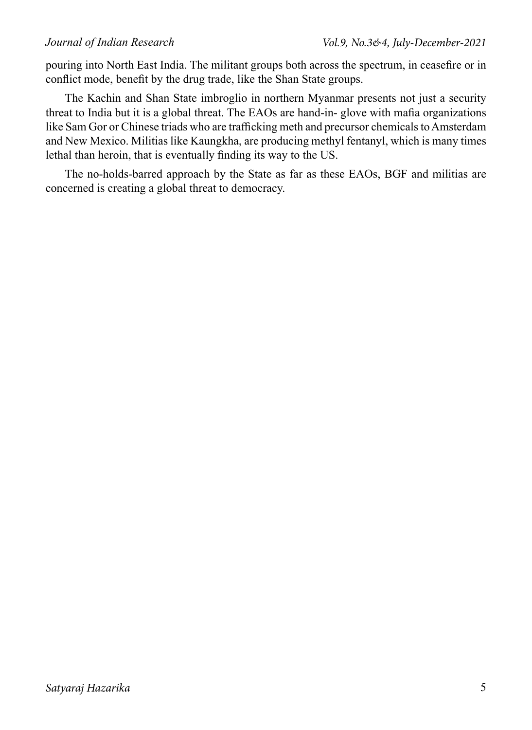pouring into North East India. The militant groups both across the spectrum, in ceasefire or in conflict mode, benefit by the drug trade, like the Shan State groups.

The Kachin and Shan State imbroglio in northern Myanmar presents not just a security threat to India but it is a global threat. The EAOs are hand-in- glove with mafia organizations like Sam Gor or Chinese triads who are trafficking meth and precursor chemicals to Amsterdam and New Mexico. Militias like Kaungkha, are producing methyl fentanyl, which is many times lethal than heroin, that is eventually finding its way to the US.

The no-holds-barred approach by the State as far as these EAOs, BGF and militias are concerned is creating a global threat to democracy.